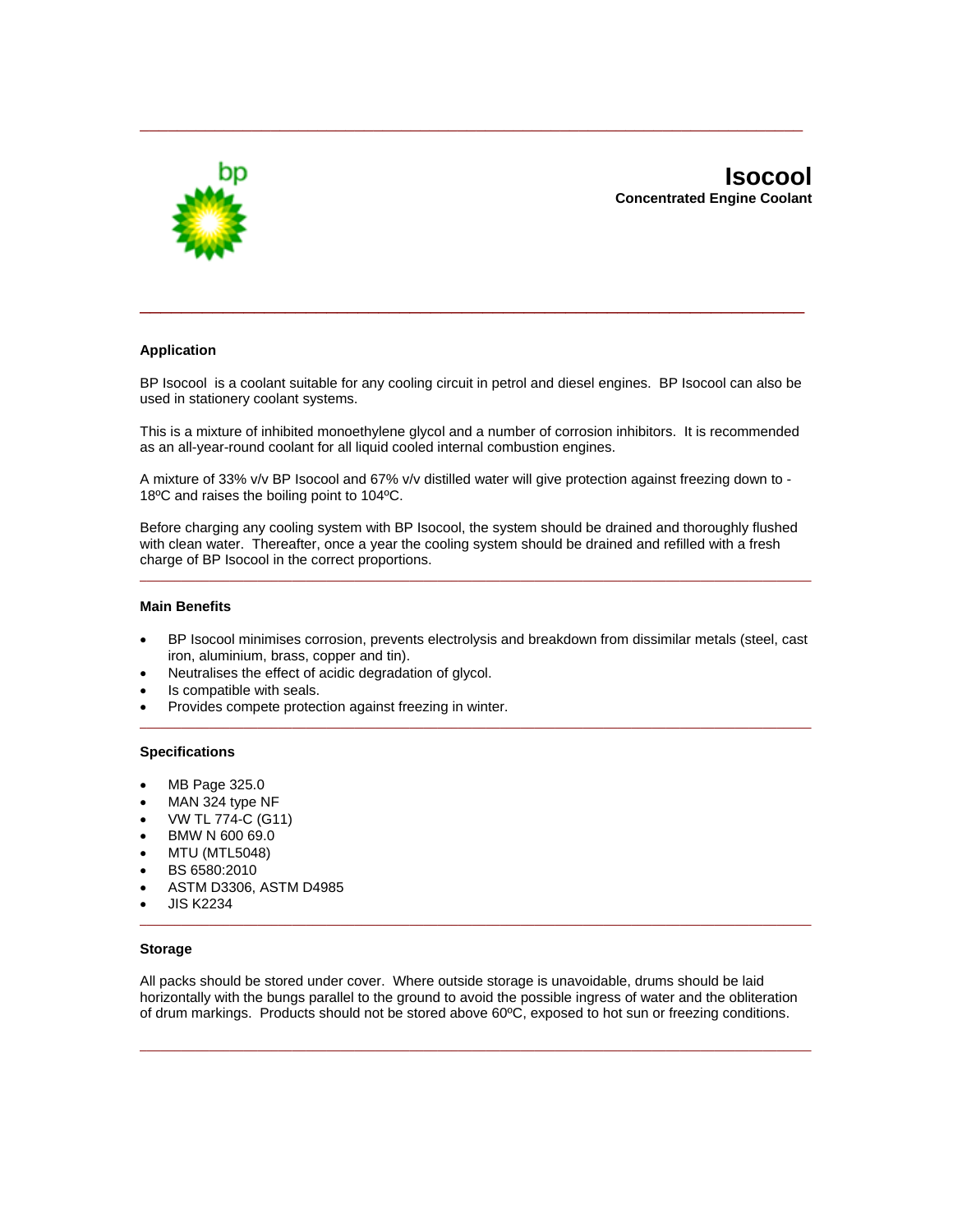# Isocool

**Concentrated Engine Coolant**

## Application

BP Isocool is a coolant suitable for any cooling circuit in petrol and diesel engines. BP Isocool can also be used in stationery coolant systems.

This is a mixture of inhibited monoethylene glycol and a number of corrosion inhibitors. It is recommended as an all-year-round coolant for all liquid cooled internal combustion engines.

A mixture of 33% v/v BP Isocool and 67% v/v distilled water will give protection against freezing down to -18ºC and raises the boiling point to 104ºC.

Before charging any cooling system with BP Isocool, the system should be drained and thoroughly flushed with clean water. Thereafter, once a year the cooling system should be drained and refilled with a fresh charge of BP Isocool in the correct proportions.

## Main Benefits

- BP Isocool minimises corrosion, prevents electrolysis and breakdown from dissimilar metals (steel, cast iron, aluminium, brass, copper and tin).
- Neutralises the effect of acidic degradation of glycol.
- Is compatible with seals.
- Provides compete protection against freezing in winter.

## Specifications

- MB Page 325.0
- MAN 324 type NF
- VW TL 774-C (G11)
- BMW N 600 69.0
- MTU (MTL5048)
- BS 6580:2010
- ASTM D3306, ASTM D4985
- JIS K2234

## Storage

All packs should be stored under cover. Where outside storage is unavoidable, drums should be laid horizontally with the bungs parallel to the ground to avoid the possible ingress of water and the obliteration of drum markings. Products should not be stored above 60ºC, exposed to hot sun or freezing conditions.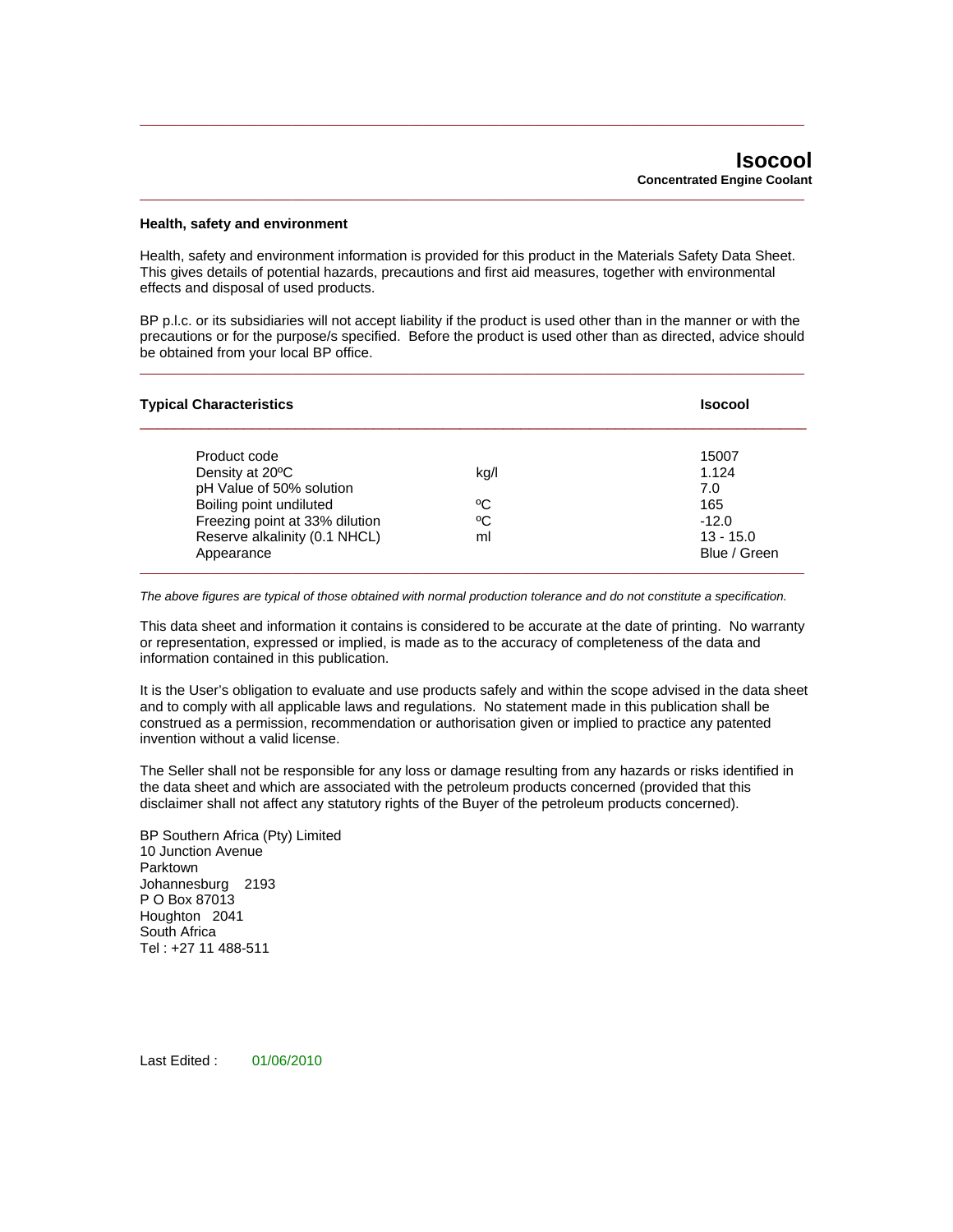# Isocool

**Concentrated Engine Coolant**

**Health, safety and environment**

Health, safety and environment information is provided for this product in the Materials Safety Data Sheet. This gives details of potential hazards, precautions and first aid measures, together with environmental effects and disposal of used products.

BP p.l.c. or its subsidiaries will not accept liability if the product is used other than in the manner or with the precautions or for the purpose/s specified. Before the product is used other than as directed, advice should be obtained from your local BP office.

| Typical Characteristics | | Isocool |
|---|---|---|
| Product code | | 15007 |
| Density at 20ºC | kg/l | 1.124 |
| pH Value of 50% solution | | 7.0 |
| Boiling point undiluted | ºC | 165 |
| Freezing point at 33% dilution | ºC | -12.0 |
| Reserve alkalinity (0.1 NHCL) | ml | 13 - 15.0 |
| Appearance | | Blue / Green |

*The above figures are typical of those obtained with normal production tolerance and do not constitute a specification.*

This data sheet and information it contains is considered to be accurate at the date of printing. No warranty or representation, expressed or implied, is made as to the accuracy of completeness of the data and information contained in this publication.

It is the User's obligation to evaluate and use products safely and within the scope advised in the data sheet and to comply with all applicable laws and regulations. No statement made in this publication shall be construed as a permission, recommendation or authorisation given or implied to practice any patented invention without a valid license.

The Seller shall not be responsible for any loss or damage resulting from any hazards or risks identified in the data sheet and which are associated with the petroleum products concerned (provided that this disclaimer shall not affect any statutory rights of the Buyer of the petroleum products concerned).

BP Southern Africa (Pty) Limited
10 Junction Avenue
Parktown
Johannesburg 2193
P O Box 87013
Houghton 2041
South Africa
Tel : +27 11 488-511

Last Edited : 01/06/2010